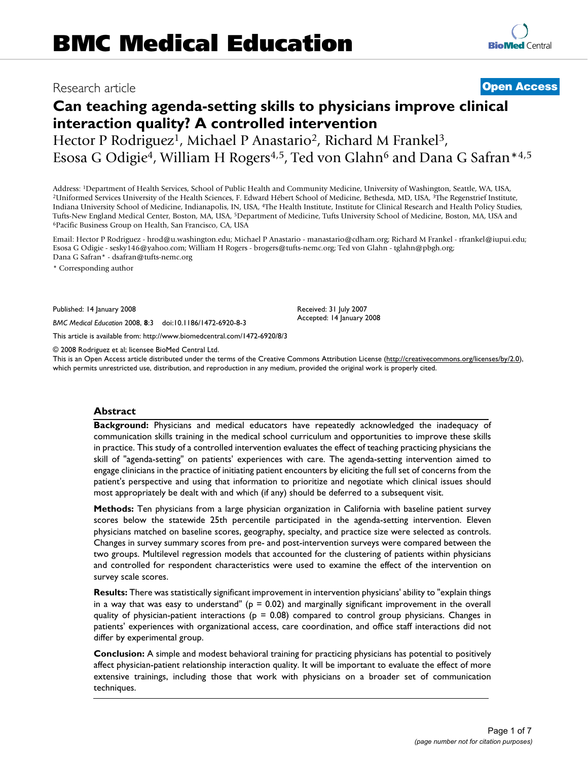# BMC Medical Education

Research article

**Open Access**

# Can teaching agenda-setting skills to physicians improve clinical interaction quality? A controlled intervention

Hector P Rodriguez[1], Michael P Anastario[2], Richard M Frankel[3], Esosa G Odigie[4], William H Rogers[4,5], Ted von Glahn[6] and Dana G Safran*[4,5]

Address: [1]Department of Health Services, School of Public Health and Community Medicine, University of Washington, Seattle, WA, USA, [2]Uniformed Services University of the Health Sciences, F. Edward Hébert School of Medicine, Bethesda, MD, USA, [3]The Regenstrief Institute, Indiana University School of Medicine, Indianapolis, IN, USA, [4]The Health Institute, Institute for Clinical Research and Health Policy Studies, Tufts-New England Medical Center, Boston, MA, USA, [5]Department of Medicine, Tufts University School of Medicine, Boston, MA, USA and [6]Pacific Business Group on Health, San Francisco, CA, USA

Email: Hector P Rodriguez - hrod@u.washington.edu; Michael P Anastario - manastario@cdham.org; Richard M Frankel - rfrankel@iupui.edu; Esosa G Odigie - sesky146@yahoo.com; William H Rogers - brogers@tufts-nemc.org; Ted von Glahn - tglahn@pbgh.org; Dana G Safran* - dsafran@tufts-nemc.org

* Corresponding author

Published: 14 January 2008

*BMC Medical Education* 2008, **8**:3 doi:10.1186/1472-6920-8-3

Received: 31 July 2007
Accepted: 14 January 2008

This article is available from: http://www.biomedcentral.com/1472-6920/8/3

© 2008 Rodriguez et al; licensee BioMed Central Ltd.

This is an Open Access article distributed under the terms of the Creative Commons Attribution License (http://creativecommons.org/licenses/by/2.0), which permits unrestricted use, distribution, and reproduction in any medium, provided the original work is properly cited.

## Abstract

**Background:** Physicians and medical educators have repeatedly acknowledged the inadequacy of communication skills training in the medical school curriculum and opportunities to improve these skills in practice. This study of a controlled intervention evaluates the effect of teaching practicing physicians the skill of "agenda-setting" on patients' experiences with care. The agenda-setting intervention aimed to engage clinicians in the practice of initiating patient encounters by eliciting the full set of concerns from the patient's perspective and using that information to prioritize and negotiate which clinical issues should most appropriately be dealt with and which (if any) should be deferred to a subsequent visit.

**Methods:** Ten physicians from a large physician organization in California with baseline patient survey scores below the statewide 25th percentile participated in the agenda-setting intervention. Eleven physicians matched on baseline scores, geography, specialty, and practice size were selected as controls. Changes in survey summary scores from pre- and post-intervention surveys were compared between the two groups. Multilevel regression models that accounted for the clustering of patients within physicians and controlled for respondent characteristics were used to examine the effect of the intervention on survey scale scores.

**Results:** There was statistically significant improvement in intervention physicians' ability to "explain things in a way that was easy to understand" ($p = 0.02$) and marginally significant improvement in the overall quality of physician-patient interactions ($p = 0.08$) compared to control group physicians. Changes in patients' experiences with organizational access, care coordination, and office staff interactions did not differ by experimental group.

**Conclusion:** A simple and modest behavioral training for practicing physicians has potential to positively affect physician-patient relationship interaction quality. It will be important to evaluate the effect of more extensive trainings, including those that work with physicians on a broader set of communication techniques.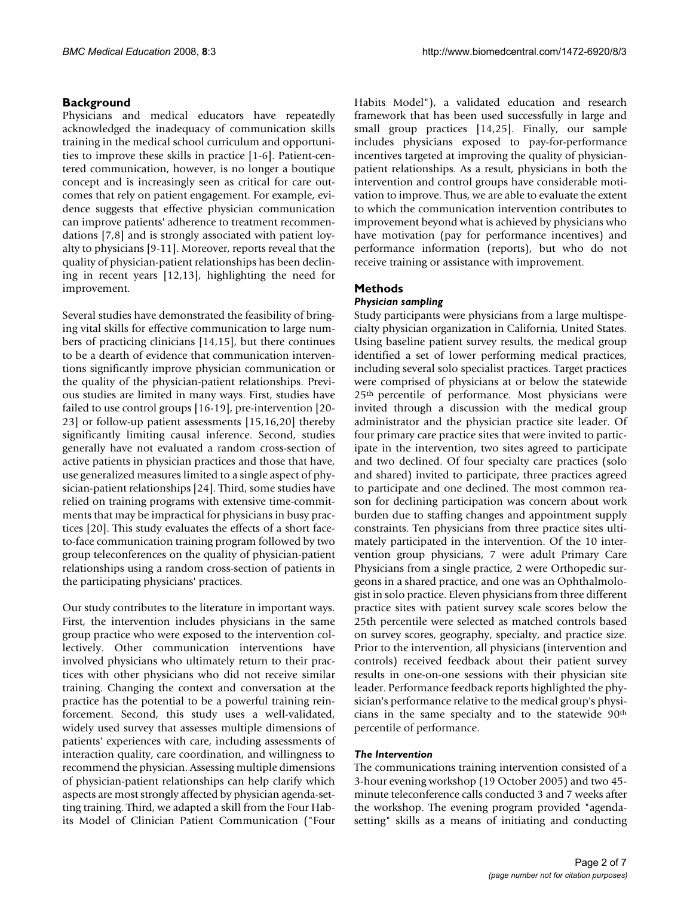## Background

Physicians and medical educators have repeatedly acknowledged the inadequacy of communication skills training in the medical school curriculum and opportunities to improve these skills in practice [1-6]. Patient-centered communication, however, is no longer a boutique concept and is increasingly seen as critical for care outcomes that rely on patient engagement. For example, evidence suggests that effective physician communication can improve patients' adherence to treatment recommendations [7,8] and is strongly associated with patient loyalty to physicians [9-11]. Moreover, reports reveal that the quality of physician-patient relationships has been declining in recent years [12,13], highlighting the need for improvement.

Several studies have demonstrated the feasibility of bringing vital skills for effective communication to large numbers of practicing clinicians [14,15], but there continues to be a dearth of evidence that communication interventions significantly improve physician communication or the quality of the physician-patient relationships. Previous studies are limited in many ways. First, studies have failed to use control groups [16-19], pre-intervention [20-23] or follow-up patient assessments [15,16,20] thereby significantly limiting causal inference. Second, studies generally have not evaluated a random cross-section of active patients in physician practices and those that have, use generalized measures limited to a single aspect of physician-patient relationships [24]. Third, some studies have relied on training programs with extensive time-commitments that may be impractical for physicians in busy practices [20]. This study evaluates the effects of a short face-to-face communication training program followed by two group teleconferences on the quality of physician-patient relationships using a random cross-section of patients in the participating physicians' practices.

Our study contributes to the literature in important ways. First, the intervention includes physicians in the same group practice who were exposed to the intervention collectively. Other communication interventions have involved physicians who ultimately return to their practices with other physicians who did not receive similar training. Changing the context and conversation at the practice has the potential to be a powerful training reinforcement. Second, this study uses a well-validated, widely used survey that assesses multiple dimensions of patients' experiences with care, including assessments of interaction quality, care coordination, and willingness to recommend the physician. Assessing multiple dimensions of physician-patient relationships can help clarify which aspects are most strongly affected by physician agenda-setting training. Third, we adapted a skill from the Four Habits Model of Clinician Patient Communication ("Four Habits Model"), a validated education and research framework that has been used successfully in large and small group practices [14,25]. Finally, our sample includes physicians exposed to pay-for-performance incentives targeted at improving the quality of physician-patient relationships. As a result, physicians in both the intervention and control groups have considerable motivation to improve. Thus, we are able to evaluate the extent to which the communication intervention contributes to improvement beyond what is achieved by physicians who have motivation (pay for performance incentives) and performance information (reports), but who do not receive training or assistance with improvement.

## Methods

### *Physician sampling*

Study participants were physicians from a large multispecialty physician organization in California, United States. Using baseline patient survey results, the medical group identified a set of lower performing medical practices, including several solo specialist practices. Target practices were comprised of physicians at or below the statewide 25th percentile of performance. Most physicians were invited through a discussion with the medical group administrator and the physician practice site leader. Of four primary care practice sites that were invited to participate in the intervention, two sites agreed to participate and two declined. Of four specialty care practices (solo and shared) invited to participate, three practices agreed to participate and one declined. The most common reason for declining participation was concern about work burden due to staffing changes and appointment supply constraints. Ten physicians from three practice sites ultimately participated in the intervention. Of the 10 intervention group physicians, 7 were adult Primary Care Physicians from a single practice, 2 were Orthopedic surgeons in a shared practice, and one was an Ophthalmologist in solo practice. Eleven physicians from three different practice sites with patient survey scale scores below the 25th percentile were selected as matched controls based on survey scores, geography, specialty, and practice size. Prior to the intervention, all physicians (intervention and controls) received feedback about their patient survey results in one-on-one sessions with their physician site leader. Performance feedback reports highlighted the physician's performance relative to the medical group's physicians in the same specialty and to the statewide 90th percentile of performance.

### *The Intervention*

The communications training intervention consisted of a 3-hour evening workshop (19 October 2005) and two 45-minute teleconference calls conducted 3 and 7 weeks after the workshop. The evening program provided "agenda-setting" skills as a means of initiating and conducting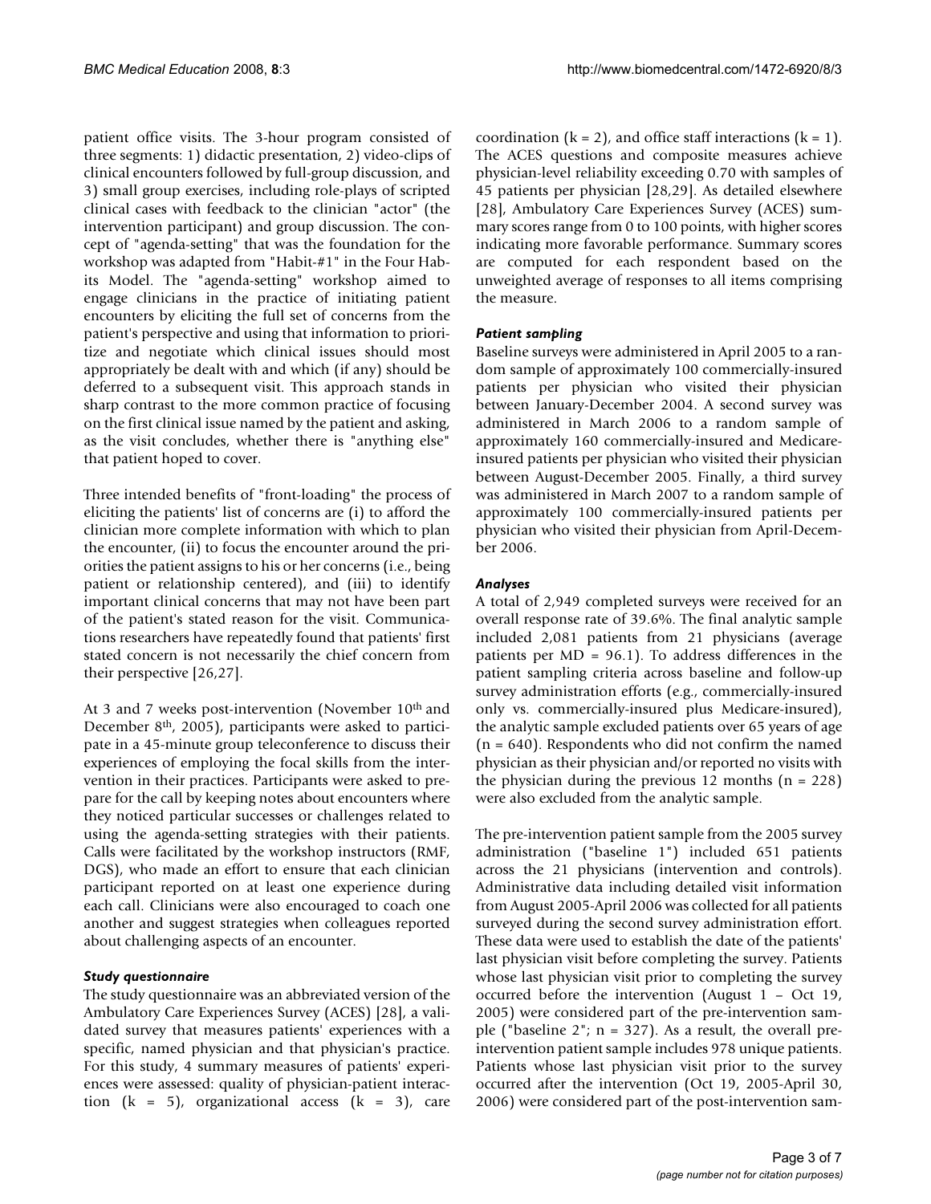patient office visits. The 3-hour program consisted of three segments: 1) didactic presentation, 2) video-clips of clinical encounters followed by full-group discussion, and 3) small group exercises, including role-plays of scripted clinical cases with feedback to the clinician "actor" (the intervention participant) and group discussion. The concept of "agenda-setting" that was the foundation for the workshop was adapted from "Habit-#1" in the Four Habits Model. The "agenda-setting" workshop aimed to engage clinicians in the practice of initiating patient encounters by eliciting the full set of concerns from the patient's perspective and using that information to prioritize and negotiate which clinical issues should most appropriately be dealt with and which (if any) should be deferred to a subsequent visit. This approach stands in sharp contrast to the more common practice of focusing on the first clinical issue named by the patient and asking, as the visit concludes, whether there is "anything else" that patient hoped to cover.

Three intended benefits of "front-loading" the process of eliciting the patients' list of concerns are (i) to afford the clinician more complete information with which to plan the encounter, (ii) to focus the encounter around the priorities the patient assigns to his or her concerns (i.e., being patient or relationship centered), and (iii) to identify important clinical concerns that may not have been part of the patient's stated reason for the visit. Communications researchers have repeatedly found that patients' first stated concern is not necessarily the chief concern from their perspective [26,27].

At 3 and 7 weeks post-intervention (November 10th and December 8th, 2005), participants were asked to participate in a 45-minute group teleconference to discuss their experiences of employing the focal skills from the intervention in their practices. Participants were asked to prepare for the call by keeping notes about encounters where they noticed particular successes or challenges related to using the agenda-setting strategies with their patients. Calls were facilitated by the workshop instructors (RMF, DGS), who made an effort to ensure that each clinician participant reported on at least one experience during each call. Clinicians were also encouraged to coach one another and suggest strategies when colleagues reported about challenging aspects of an encounter.

### *Study questionnaire*

The study questionnaire was an abbreviated version of the Ambulatory Care Experiences Survey (ACES) [28], a validated survey that measures patients' experiences with a specific, named physician and that physician's practice. For this study, 4 summary measures of patients' experiences were assessed: quality of physician-patient interaction ($k = 5$), organizational access ($k = 3$), care coordination ($k = 2$), and office staff interactions ($k = 1$). The ACES questions and composite measures achieve physician-level reliability exceeding 0.70 with samples of 45 patients per physician [28,29]. As detailed elsewhere [28], Ambulatory Care Experiences Survey (ACES) summary scores range from 0 to 100 points, with higher scores indicating more favorable performance. Summary scores are computed for each respondent based on the unweighted average of responses to all items comprising the measure.

### *Patient sampling*

Baseline surveys were administered in April 2005 to a random sample of approximately 100 commercially-insured patients per physician who visited their physician between January-December 2004. A second survey was administered in March 2006 to a random sample of approximately 160 commercially-insured and Medicare-insured patients per physician who visited their physician between August-December 2005. Finally, a third survey was administered in March 2007 to a random sample of approximately 100 commercially-insured patients per physician who visited their physician from April-December 2006.

### *Analyses*

A total of 2,949 completed surveys were received for an overall response rate of 39.6%. The final analytic sample included 2,081 patients from 21 physicians (average patients per MD = 96.1). To address differences in the patient sampling criteria across baseline and follow-up survey administration efforts (e.g., commercially-insured only vs. commercially-insured plus Medicare-insured), the analytic sample excluded patients over 65 years of age ($n = 640$). Respondents who did not confirm the named physician as their physician and/or reported no visits with the physician during the previous 12 months ($n = 228$) were also excluded from the analytic sample.

The pre-intervention patient sample from the 2005 survey administration ("baseline 1") included 651 patients across the 21 physicians (intervention and controls). Administrative data including detailed visit information from August 2005-April 2006 was collected for all patients surveyed during the second survey administration effort. These data were used to establish the date of the patients' last physician visit before completing the survey. Patients whose last physician visit prior to completing the survey occurred before the intervention (August 1 – Oct 19, 2005) were considered part of the pre-intervention sample ("baseline 2"; $n = 327$). As a result, the overall pre-intervention patient sample includes 978 unique patients. Patients whose last physician visit prior to the survey occurred after the intervention (Oct 19, 2005-April 30, 2006) were considered part of the post-intervention sam-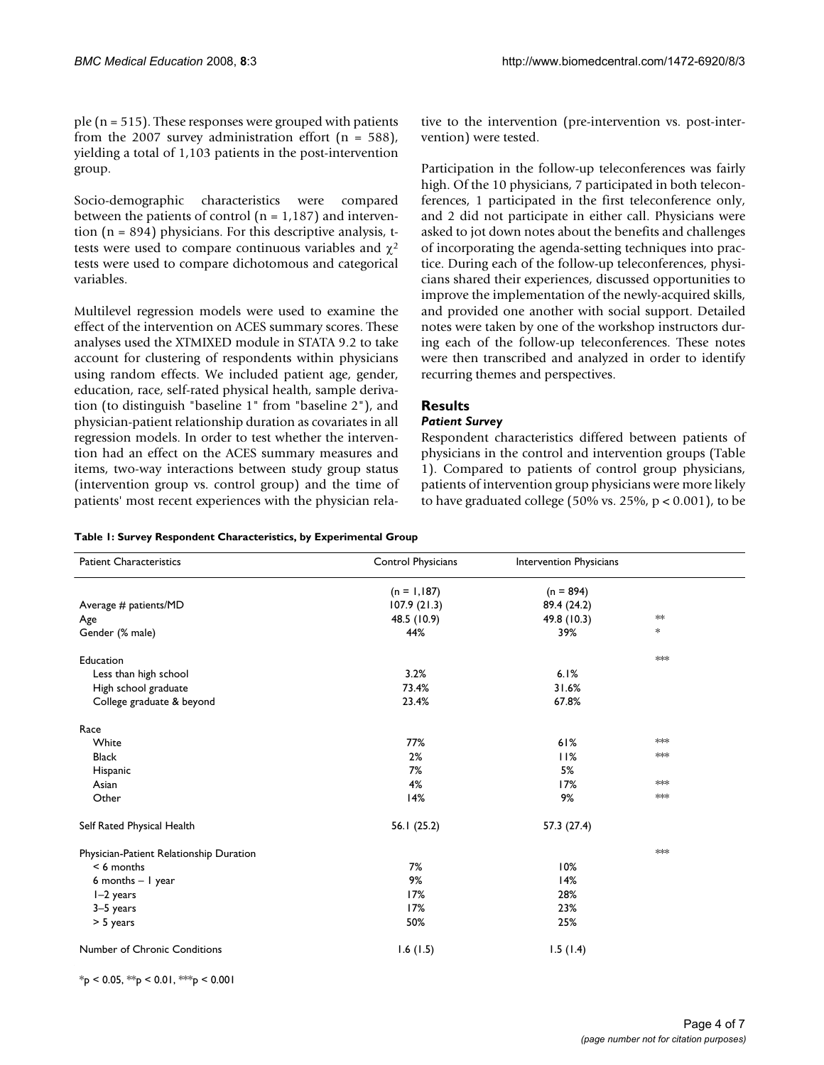ple (n = 515). These responses were grouped with patients from the 2007 survey administration effort (n = 588), yielding a total of 1,103 patients in the post-intervention group.

Socio-demographic characteristics were compared between the patients of control (n = 1,187) and intervention (n = 894) physicians. For this descriptive analysis, t-tests were used to compare continuous variables and $\chi^2$ tests were used to compare dichotomous and categorical variables.

Multilevel regression models were used to examine the effect of the intervention on ACES summary scores. These analyses used the XTMIXED module in STATA 9.2 to take account for clustering of respondents within physicians using random effects. We included patient age, gender, education, race, self-rated physical health, sample derivation (to distinguish "baseline 1" from "baseline 2"), and physician-patient relationship duration as covariates in all regression models. In order to test whether the intervention had an effect on the ACES summary measures and items, two-way interactions between study group status (intervention group vs. control group) and the time of patients' most recent experiences with the physician relative to the intervention (pre-intervention vs. post-intervention) were tested.

Participation in the follow-up teleconferences was fairly high. Of the 10 physicians, 7 participated in both teleconferences, 1 participated in the first teleconference only, and 2 did not participate in either call. Physicians were asked to jot down notes about the benefits and challenges of incorporating the agenda-setting techniques into practice. During each of the follow-up teleconferences, physicians shared their experiences, discussed opportunities to improve the implementation of the newly-acquired skills, and provided one another with social support. Detailed notes were taken by one of the workshop instructors during each of the follow-up teleconferences. These notes were then transcribed and analyzed in order to identify recurring themes and perspectives.

## Results

### *Patient Survey*

Respondent characteristics differed between patients of physicians in the control and intervention groups (Table 1). Compared to patients of control group physicians, patients of intervention group physicians were more likely to have graduated college (50% vs. 25%, p < 0.001), to be

**Table 1: Survey Respondent Characteristics, by Experimental Group**

| Patient Characteristics | Control Physicians | Intervention Physicians | |
|---|---|---|---|
| | (n = 1,187) | (n = 894) | |
| Average # patients/MD | 107.9 (21.3) | 89.4 (24.2) | |
| Age | 48.5 (10.9) | 49.8 (10.3) | ** |
| Gender (% male) | 44% | 39% | * |
| Education | | | *** |
| Less than high school | 3.2% | 6.1% | |
| High school graduate | 73.4% | 31.6% | |
| College graduate & beyond | 23.4% | 67.8% | |
| Race | | | |
| White | 77% | 61% | *** |
| Black | 2% | 11% | *** |
| Hispanic | 7% | 5% | |
| Asian | 4% | 17% | *** |
| Other | 14% | 9% | *** |
| Self Rated Physical Health | 56.1 (25.2) | 57.3 (27.4) | |
| Physician-Patient Relationship Duration | | | *** |
| < 6 months | 7% | 10% | |
| 6 months – 1 year | 9% | 14% | |
| 1–2 years | 17% | 28% | |
| 3–5 years | 17% | 23% | |
| > 5 years | 50% | 25% | |
| Number of Chronic Conditions | 1.6 (1.5) | 1.5 (1.4) | |

*p < 0.05, **p < 0.01, ***p < 0.001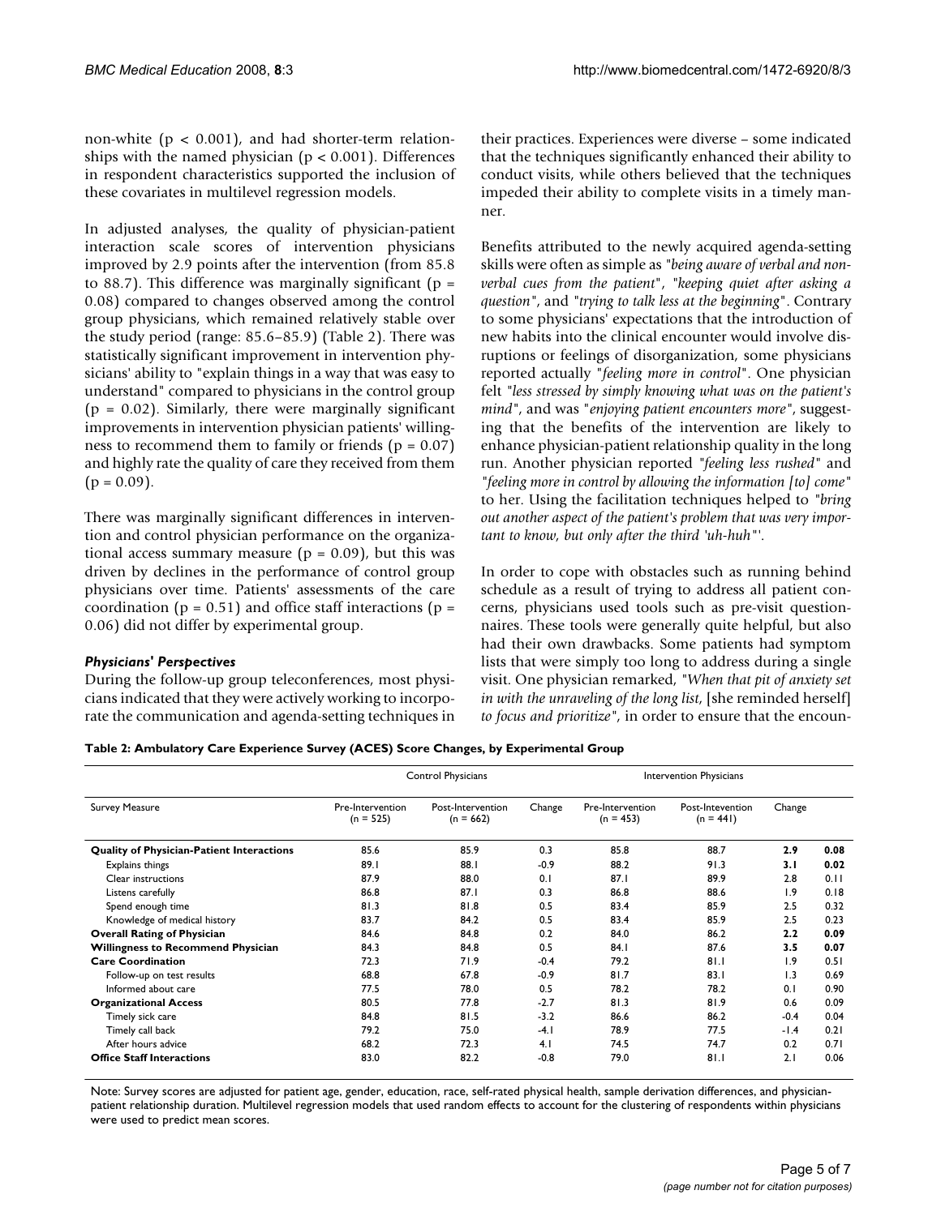non-white ($p < 0.001$), and had shorter-term relationships with the named physician ($p < 0.001$). Differences in respondent characteristics supported the inclusion of these covariates in multilevel regression models.

In adjusted analyses, the quality of physician-patient interaction scale scores of intervention physicians improved by 2.9 points after the intervention (from 85.8 to 88.7). This difference was marginally significant ($p = 0.08$) compared to changes observed among the control group physicians, which remained relatively stable over the study period (range: 85.6–85.9) (Table 2). There was statistically significant improvement in intervention physicians' ability to "explain things in a way that was easy to understand" compared to physicians in the control group ($p = 0.02$). Similarly, there were marginally significant improvements in intervention physician patients' willingness to recommend them to family or friends ($p = 0.07$) and highly rate the quality of care they received from them ($p = 0.09$).

There was marginally significant differences in intervention and control physician performance on the organizational access summary measure ($p = 0.09$), but this was driven by declines in the performance of control group physicians over time. Patients' assessments of the care coordination ($p = 0.51$) and office staff interactions ($p = 0.06$) did not differ by experimental group.

### *Physicians' Perspectives*

During the follow-up group teleconferences, most physicians indicated that they were actively working to incorporate the communication and agenda-setting techniques in their practices. Experiences were diverse – some indicated that the techniques significantly enhanced their ability to conduct visits, while others believed that the techniques impeded their ability to complete visits in a timely manner.

Benefits attributed to the newly acquired agenda-setting skills were often as simple as "*being aware of verbal and non-verbal cues from the patient*", "*keeping quiet after asking a question*", and "*trying to talk less at the beginning*". Contrary to some physicians' expectations that the introduction of new habits into the clinical encounter would involve disruptions or feelings of disorganization, some physicians reported actually "*feeling more in control*". One physician felt "*less stressed by simply knowing what was on the patient's mind*", and was "*enjoying patient encounters more*", suggesting that the benefits of the intervention are likely to enhance physician-patient relationship quality in the long run. Another physician reported "*feeling less rushed*" and "*feeling more in control by allowing the information [to] come*" to her. Using the facilitation techniques helped to "*bring out another aspect of the patient's problem that was very important to know, but only after the third 'uh-huh*"'.

In order to cope with obstacles such as running behind schedule as a result of trying to address all patient concerns, physicians used tools such as pre-visit questionnaires. These tools were generally quite helpful, but also had their own drawbacks. Some patients had symptom lists that were simply too long to address during a single visit. One physician remarked, "*When that pit of anxiety set in with the unraveling of the long list,* [she reminded herself] *to focus and prioritize*", in order to ensure that the encoun-

**Table 2: Ambulatory Care Experience Survey (ACES) Score Changes, by Experimental Group**

| | Control Physicians | | | Intervention Physicians | | | |
|---|---|---|---|---|---|---|---|
| Survey Measure | Pre-Intervention (n = 525) | Post-Intervention (n = 662) | Change | Pre-Intervention (n = 453) | Post-Intevention (n = 441) | Change | |
| **Quality of Physician-Patient Interactions** | 85.6 | 85.9 | 0.3 | 85.8 | 88.7 | **2.9** | **0.08** |
| Explains things | 89.1 | 88.1 | -0.9 | 88.2 | 91.3 | **3.1** | **0.02** |
| Clear instructions | 87.9 | 88.0 | 0.1 | 87.1 | 89.9 | 2.8 | 0.11 |
| Listens carefully | 86.8 | 87.1 | 0.3 | 86.8 | 88.6 | 1.9 | 0.18 |
| Spend enough time | 81.3 | 81.8 | 0.5 | 83.4 | 85.9 | 2.5 | 0.32 |
| Knowledge of medical history | 83.7 | 84.2 | 0.5 | 83.4 | 85.9 | 2.5 | 0.23 |
| **Overall Rating of Physician** | 84.6 | 84.8 | 0.2 | 84.0 | 86.2 | **2.2** | **0.09** |
| **Willingness to Recommend Physician** | 84.3 | 84.8 | 0.5 | 84.1 | 87.6 | **3.5** | **0.07** |
| **Care Coordination** | 72.3 | 71.9 | -0.4 | 79.2 | 81.1 | 1.9 | 0.51 |
| Follow-up on test results | 68.8 | 67.8 | -0.9 | 81.7 | 83.1 | 1.3 | 0.69 |
| Informed about care | 77.5 | 78.0 | 0.5 | 78.2 | 78.2 | 0.1 | 0.90 |
| **Organizational Access** | 80.5 | 77.8 | -2.7 | 81.3 | 81.9 | 0.6 | 0.09 |
| Timely sick care | 84.8 | 81.5 | -3.2 | 86.6 | 86.2 | -0.4 | 0.04 |
| Timely call back | 79.2 | 75.0 | -4.1 | 78.9 | 77.5 | -1.4 | 0.21 |
| After hours advice | 68.2 | 72.3 | 4.1 | 74.5 | 74.7 | 0.2 | 0.71 |
| **Office Staff Interactions** | 83.0 | 82.2 | -0.8 | 79.0 | 81.1 | 2.1 | 0.06 |

Note: Survey scores are adjusted for patient age, gender, education, race, self-rated physical health, sample derivation differences, and physician-patient relationship duration. Multilevel regression models that used random effects to account for the clustering of respondents within physicians were used to predict mean scores.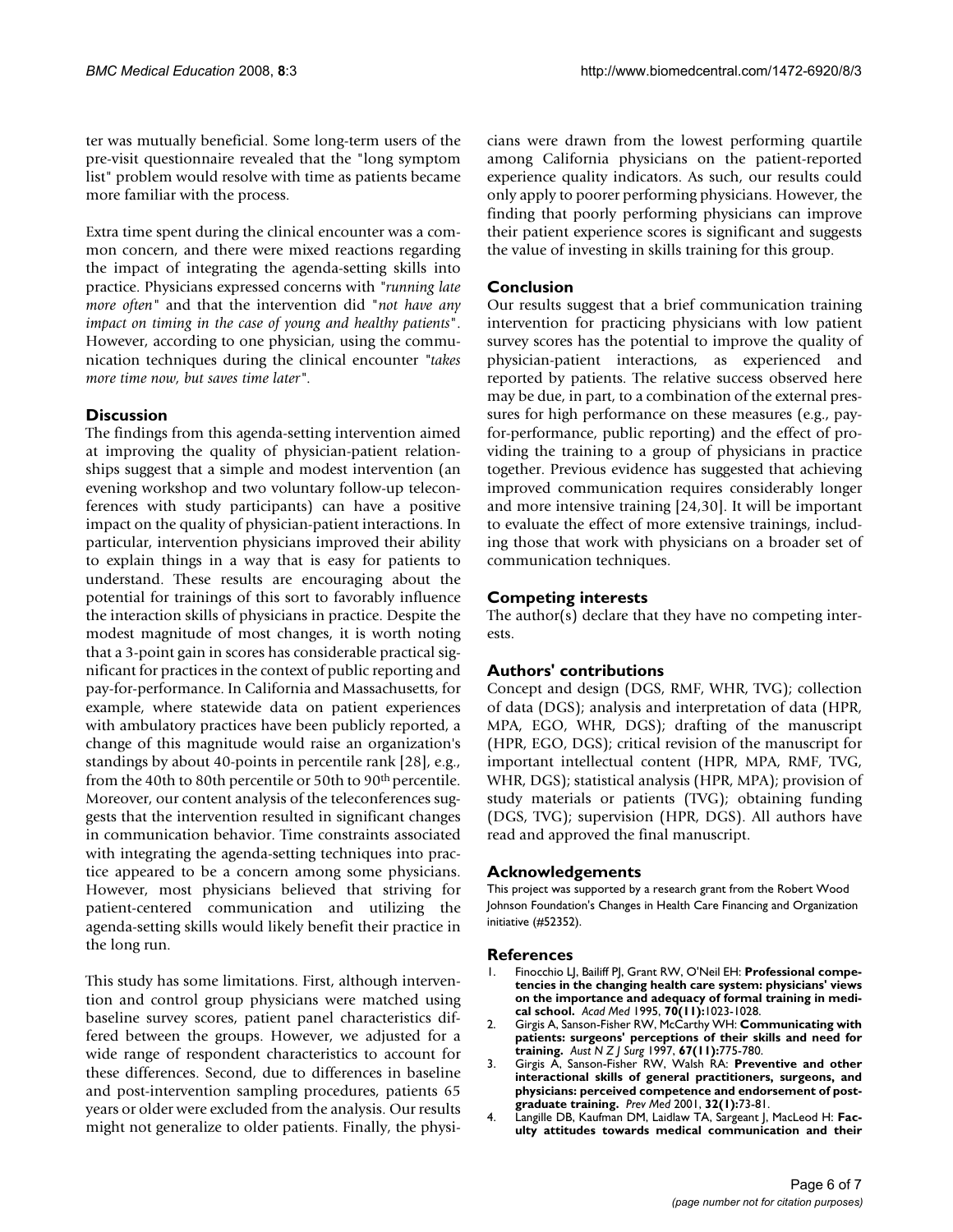ter was mutually beneficial. Some long-term users of the pre-visit questionnaire revealed that the "long symptom list" problem would resolve with time as patients became more familiar with the process.

Extra time spent during the clinical encounter was a common concern, and there were mixed reactions regarding the impact of integrating the agenda-setting skills into practice. Physicians expressed concerns with "*running late more often*" and that the intervention did "*not have any impact on timing in the case of young and healthy patients*". However, according to one physician, using the communication techniques during the clinical encounter "*takes more time now, but saves time later*".

## Discussion

The findings from this agenda-setting intervention aimed at improving the quality of physician-patient relationships suggest that a simple and modest intervention (an evening workshop and two voluntary follow-up teleconferences with study participants) can have a positive impact on the quality of physician-patient interactions. In particular, intervention physicians improved their ability to explain things in a way that is easy for patients to understand. These results are encouraging about the potential for trainings of this sort to favorably influence the interaction skills of physicians in practice. Despite the modest magnitude of most changes, it is worth noting that a 3-point gain in scores has considerable practical significant for practices in the context of public reporting and pay-for-performance. In California and Massachusetts, for example, where statewide data on patient experiences with ambulatory practices have been publicly reported, a change of this magnitude would raise an organization's standings by about 40-points in percentile rank [28], e.g., from the 40th to 80th percentile or 50th to 90th percentile. Moreover, our content analysis of the teleconferences suggests that the intervention resulted in significant changes in communication behavior. Time constraints associated with integrating the agenda-setting techniques into practice appeared to be a concern among some physicians. However, most physicians believed that striving for patient-centered communication and utilizing the agenda-setting skills would likely benefit their practice in the long run.

This study has some limitations. First, although intervention and control group physicians were matched using baseline survey scores, patient panel characteristics differed between the groups. However, we adjusted for a wide range of respondent characteristics to account for these differences. Second, due to differences in baseline and post-intervention sampling procedures, patients 65 years or older were excluded from the analysis. Our results might not generalize to older patients. Finally, the physicians were drawn from the lowest performing quartile among California physicians on the patient-reported experience quality indicators. As such, our results could only apply to poorer performing physicians. However, the finding that poorly performing physicians can improve their patient experience scores is significant and suggests the value of investing in skills training for this group.

## Conclusion

Our results suggest that a brief communication training intervention for practicing physicians with low patient survey scores has the potential to improve the quality of physician-patient interactions, as experienced and reported by patients. The relative success observed here may be due, in part, to a combination of the external pressures for high performance on these measures (e.g., pay-for-performance, public reporting) and the effect of providing the training to a group of physicians in practice together. Previous evidence has suggested that achieving improved communication requires considerably longer and more intensive training [24,30]. It will be important to evaluate the effect of more extensive trainings, including those that work with physicians on a broader set of communication techniques.

## Competing interests

The author(s) declare that they have no competing interests.

## Authors' contributions

Concept and design (DGS, RMF, WHR, TVG); collection of data (DGS); analysis and interpretation of data (HPR, MPA, EGO, WHR, DGS); drafting of the manuscript (HPR, EGO, DGS); critical revision of the manuscript for important intellectual content (HPR, MPA, RMF, TVG, WHR, DGS); statistical analysis (HPR, MPA); provision of study materials or patients (TVG); obtaining funding (DGS, TVG); supervision (HPR, DGS). All authors have read and approved the final manuscript.

## Acknowledgements

This project was supported by a research grant from the Robert Wood Johnson Foundation's Changes in Health Care Financing and Organization initiative (#52352).

## References

1. Finocchio LJ, Bailiff PJ, Grant RW, O'Neil EH: **Professional competencies in the changing health care system: physicians' views on the importance and adequacy of formal training in medical school.** *Acad Med* 1995, **70(11):**1023-1028.
2. Girgis A, Sanson-Fisher RW, McCarthy WH: **Communicating with patients: surgeons' perceptions of their skills and need for training.** *Aust N Z J Surg* 1997, **67(11):**775-780.
3. Girgis A, Sanson-Fisher RW, Walsh RA: **Preventive and other interactional skills of general practitioners, surgeons, and physicians: perceived competence and endorsement of postgraduate training.** *Prev Med* 2001, **32(1):**73-81.
4. Langille DB, Kaufman DM, Laidlaw TA, Sargeant J, MacLeod H: **Faculty attitudes towards medical communication and their**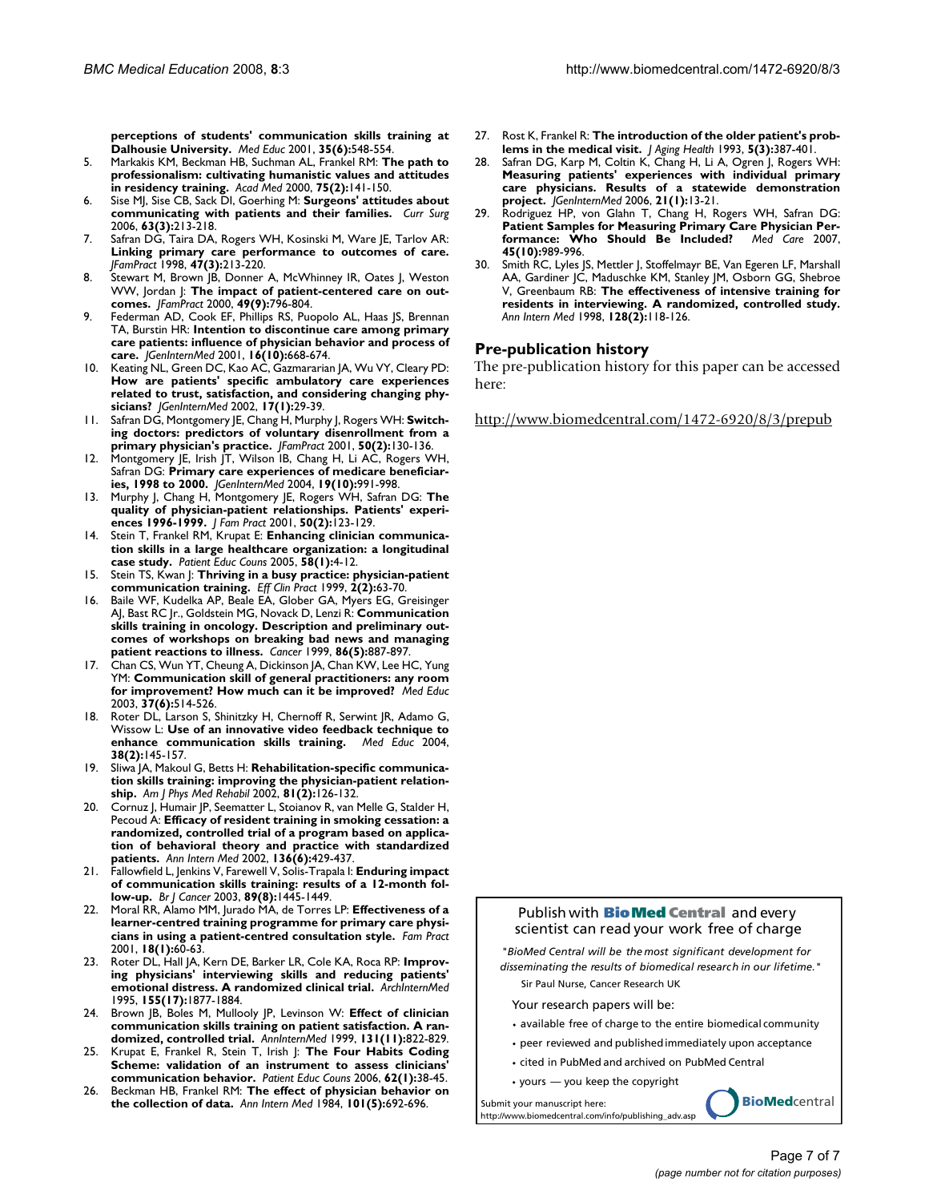perceptions of students' communication skills training at Dalhousie University. *Med Educ* 2001, 35(6):548-554.

5. Markakis KM, Beckman HB, Suchman AL, Frankel RM: **The path to professionalism: cultivating humanistic values and attitudes in residency training.** *Acad Med* 2000, **75(2):**141-150.
6. Sise MJ, Sise CB, Sack DI, Goerhing M: **Surgeons' attitudes about communicating with patients and their families.** *Curr Surg* 2006, **63(3):**213-218.
7. Safran DG, Taira DA, Rogers WH, Kosinski M, Ware JE, Tarlov AR: **Linking primary care performance to outcomes of care.** *JFamPract* 1998, **47(3):**213-220.
8. Stewart M, Brown JB, Donner A, McWhinney IR, Oates J, Weston WW, Jordan J: **The impact of patient-centered care on outcomes.** *JFamPract* 2000, **49(9):**796-804.
9. Federman AD, Cook EF, Phillips RS, Puopolo AL, Haas JS, Brennan TA, Burstin HR: **Intention to discontinue care among primary care patients: influence of physician behavior and process of care.** *JGenInternMed* 2001, **16(10):**668-674.
10. Keating NL, Green DC, Kao AC, Gazmararian JA, Wu VY, Cleary PD: **How are patients' specific ambulatory care experiences related to trust, satisfaction, and considering changing physicians?** *JGenInternMed* 2002, **17(1):**29-39.
11. Safran DG, Montgomery JE, Chang H, Murphy J, Rogers WH: **Switching doctors: predictors of voluntary disenrollment from a primary physician's practice.** *JFamPract* 2001, **50(2):**130-136.
12. Montgomery JE, Irish JT, Wilson IB, Chang H, Li AC, Rogers WH, Safran DG: **Primary care experiences of medicare beneficiaries, 1998 to 2000.** *JGenInternMed* 2004, **19(10):**991-998.
13. Murphy J, Chang H, Montgomery JE, Rogers WH, Safran DG: **The quality of physician-patient relationships. Patients' experiences 1996-1999.** *J Fam Pract* 2001, **50(2):**123-129.
14. Stein T, Frankel RM, Krupat E: **Enhancing clinician communication skills in a large healthcare organization: a longitudinal case study.** *Patient Educ Couns* 2005, **58(1):**4-12.
15. Stein TS, Kwan J: **Thriving in a busy practice: physician-patient communication training.** *Eff Clin Pract* 1999, **2(2):**63-70.
16. Baile WF, Kudelka AP, Beale EA, Glober GA, Myers EG, Greisinger AJ, Bast RC Jr., Goldstein MG, Novack D, Lenzi R: **Communication skills training in oncology. Description and preliminary outcomes of workshops on breaking bad news and managing patient reactions to illness.** *Cancer* 1999, **86(5):**887-897.
17. Chan CS, Wun YT, Cheung A, Dickinson JA, Chan KW, Lee HC, Yung YM: **Communication skill of general practitioners: any room for improvement? How much can it be improved?** *Med Educ* 2003, **37(6):**514-526.
18. Roter DL, Larson S, Shinitzky H, Chernoff R, Serwint JR, Adamo G, Wissow L: **Use of an innovative video feedback technique to enhance communication skills training.** *Med Educ* 2004, **38(2):**145-157.
19. Sliwa JA, Makoul G, Betts H: **Rehabilitation-specific communication skills training: improving the physician-patient relationship.** *Am J Phys Med Rehabil* 2002, **81(2):**126-132.
20. Cornuz J, Humair JP, Seematter L, Stoianov R, van Melle G, Stalder H, Pecoud A: **Efficacy of resident training in smoking cessation: a randomized, controlled trial of a program based on application of behavioral theory and practice with standardized patients.** *Ann Intern Med* 2002, **136(6):**429-437.
21. Fallowfield L, Jenkins V, Farewell V, Solis-Trapala I: **Enduring impact of communication skills training: results of a 12-month follow-up.** *Br J Cancer* 2003, **89(8):**1445-1449.
22. Moral RR, Alamo MM, Jurado MA, de Torres LP: **Effectiveness of a learner-centred training programme for primary care physicians in using a patient-centred consultation style.** *Fam Pract* 2001, **18(1):**60-63.
23. Roter DL, Hall JA, Kern DE, Barker LR, Cole KA, Roca RP: **Improving physicians' interviewing skills and reducing patients' emotional distress. A randomized clinical trial.** *ArchInternMed* 1995, **155(17):**1877-1884.
24. Brown JB, Boles M, Mullooly JP, Levinson W: **Effect of clinician communication skills training on patient satisfaction. A randomized, controlled trial.** *AnnInternMed* 1999, **131(11):**822-829.
25. Krupat E, Frankel R, Stein T, Irish J: **The Four Habits Coding Scheme: validation of an instrument to assess clinicians' communication behavior.** *Patient Educ Couns* 2006, **62(1):**38-45.
26. Beckman HB, Frankel RM: **The effect of physician behavior on the collection of data.** *Ann Intern Med* 1984, **101(5):**692-696.
27. Rost K, Frankel R: **The introduction of the older patient's problems in the medical visit.** *J Aging Health* 1993, **5(3):**387-401.
28. Safran DG, Karp M, Coltin K, Chang H, Li A, Ogren J, Rogers WH: **Measuring patients' experiences with individual primary care physicians. Results of a statewide demonstration project.** *JGenInternMed* 2006, **21(1):**13-21.
29. Rodriguez HP, von Glahn T, Chang H, Rogers WH, Safran DG: **Patient Samples for Measuring Primary Care Physician Performance: Who Should Be Included?** *Med Care* 2007, **45(10):**989-996.
30. Smith RC, Lyles JS, Mettler J, Stoffelmayr BE, Van Egeren LF, Marshall AA, Gardiner JC, Maduschke KM, Stanley JM, Osborn GG, Shebroe V, Greenbaum RB: **The effectiveness of intensive training for residents in interviewing. A randomized, controlled study.** *Ann Intern Med* 1998, **128(2):**118-126.

## Pre-publication history

The pre-publication history for this paper can be accessed here:

http://www.biomedcentral.com/1472-6920/8/3/prepub

Publish with **BioMed Central** and every scientist can read your work free of charge

*"BioMed Central will be the most significant development for disseminating the results of biomedical research in our lifetime."*

Sir Paul Nurse, Cancer Research UK

Your research papers will be:

- available free of charge to the entire biomedical community
- peer reviewed and published immediately upon acceptance
- cited in PubMed and archived on PubMed Central
- yours — you keep the copyright

Submit your manuscript here:
http://www.biomedcentral.com/info/publishing_adv.asp

BioMedcentral